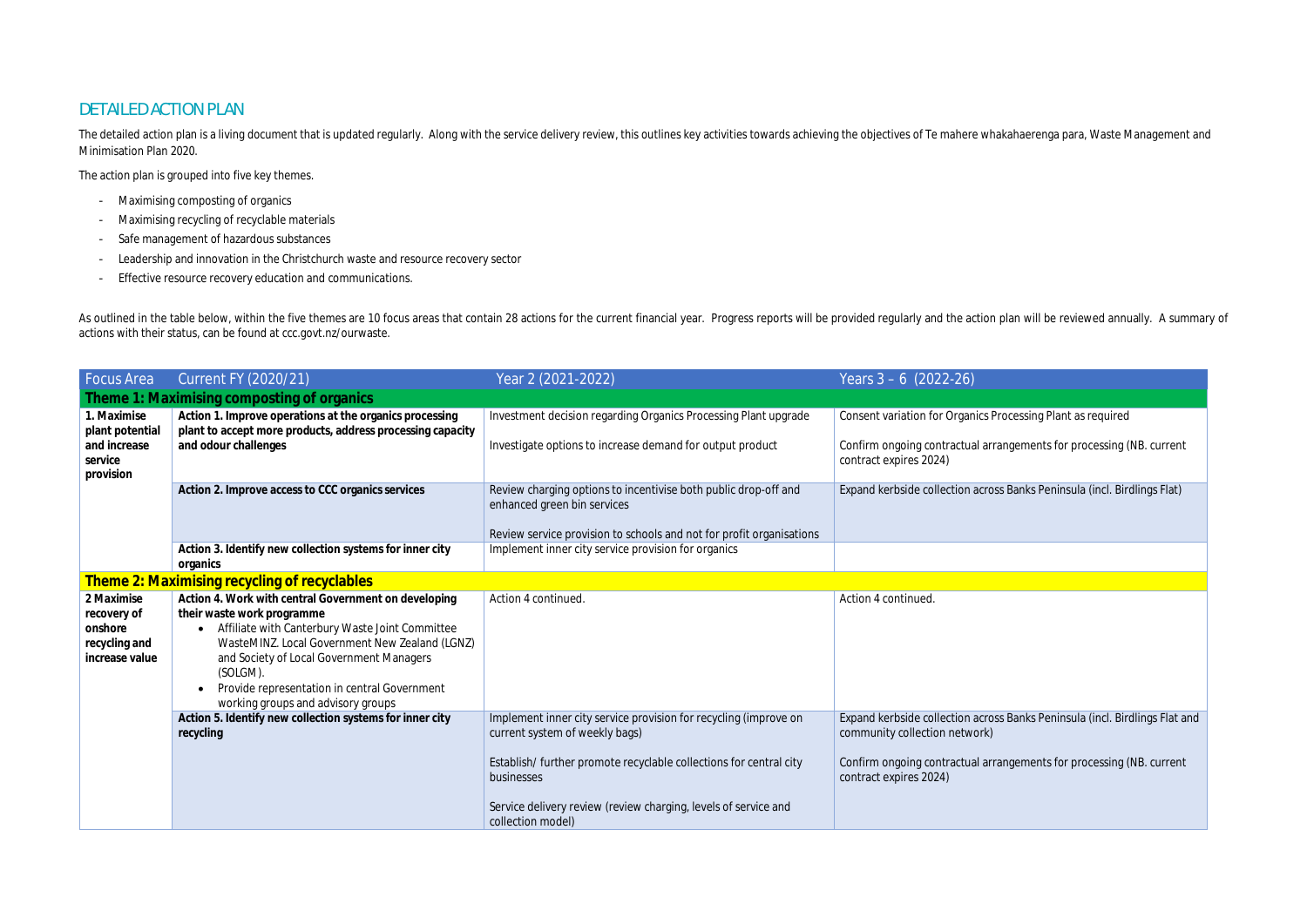## DETAILED ACTION PLAN

The detailed action plan is a living document that is updated regularly. Along with the service delivery review, this outlines key activities towards achieving the objectives of Te mahere whakahaerenga para, Waste Management and Minimisation Plan 2020.

The action plan is grouped into five key themes.

- Maximising composting of organics
- Maximising recycling of recyclable materials
- Safe management of hazardous substances
- Leadership and innovation in the Christchurch waste and resource recovery sector
- Effective resource recovery education and communications.

As outlined in the table below, within the five themes are 10 focus areas that contain 28 actions for the current financial year. Progress reports will be provided regularly and the action plan will be reviewed annually. A summary of actions with their status, can be found at ccc.govt.nz/ourwaste.

| Focus Area | Current FY (2020/21) | Year 2 (2021-2022) | Years 3 – 6 (2022-26) |
|---|---|---|---|
| **Theme 1: Maximising composting of organics** | | | |
| **1. Maximise plant potential and increase service provision** | **Action 1. Improve operations at the organics processing plant to accept more products, address processing capacity and odour challenges** | Investment decision regarding Organics Processing Plant upgrade<br><br>Investigate options to increase demand for output product | Consent variation for Organics Processing Plant as required<br><br>Confirm ongoing contractual arrangements for processing (NB. current contract expires 2024) |
| | **Action 2. Improve access to CCC organics services** | Review charging options to incentivise both public drop-off and enhanced green bin services<br><br>Review service provision to schools and not for profit organisations | Expand kerbside collection across Banks Peninsula (incl. Birdlings Flat) |
| | **Action 3. Identify new collection systems for inner city organics** | Implement inner city service provision for organics | |
| **Theme 2: Maximising recycling of recyclables** | | | |
| **2 Maximise recovery of onshore recycling and increase value** | **Action 4. Work with central Government on developing their waste work programme**<br>• Affiliate with Canterbury Waste Joint Committee WasteMINZ. Local Government New Zealand (LGNZ) and Society of Local Government Managers (SOLGM).<br>• Provide representation in central Government working groups and advisory groups | Action 4 continued. | Action 4 continued. |
| | **Action 5. Identify new collection systems for inner city recycling** | Implement inner city service provision for recycling (improve on current system of weekly bags)<br><br>Establish/ further promote recyclable collections for central city businesses<br><br>Service delivery review (review charging, levels of service and collection model) | Expand kerbside collection across Banks Peninsula (incl. Birdlings Flat and community collection network)<br><br>Confirm ongoing contractual arrangements for processing (NB. current contract expires 2024) |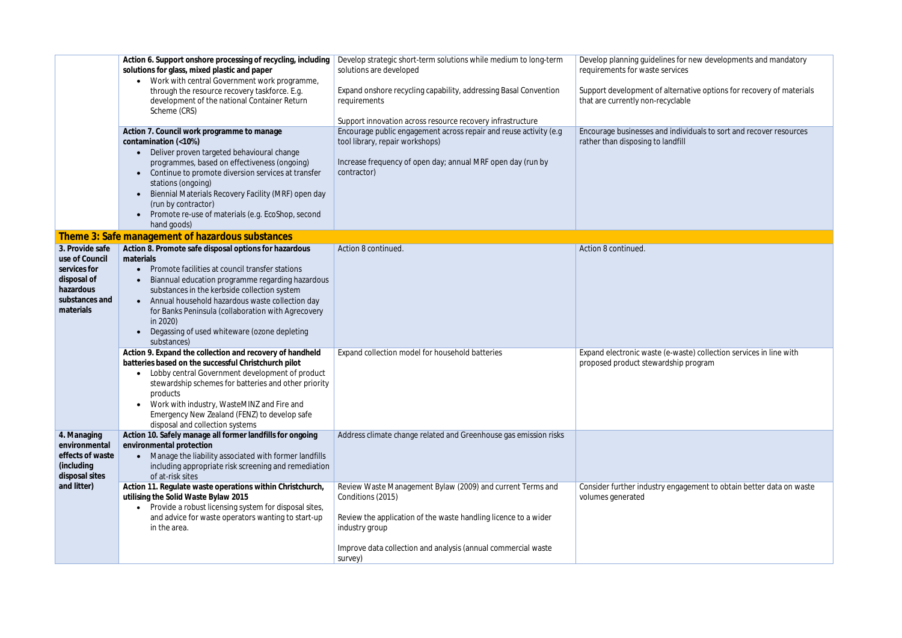| | | | |
|---|---|---|---|
| | **Action 6. Support onshore processing of recycling, including solutions for glass, mixed plastic and paper**<br>• Work with central Government work programme, through the resource recovery taskforce. E.g. development of the national Container Return Scheme (CRS) | Develop strategic short-term solutions while medium to long-term solutions are developed<br><br>Expand onshore recycling capability, addressing Basal Convention requirements<br><br>Support innovation across resource recovery infrastructure | Develop planning guidelines for new developments and mandatory requirements for waste services<br><br>Support development of alternative options for recovery of materials that are currently non-recyclable |
| | **Action 7. Council work programme to manage contamination (<10%)**<br>• Deliver proven targeted behavioural change programmes, based on effectiveness (ongoing)<br>• Continue to promote diversion services at transfer stations (ongoing)<br>• Biennial Materials Recovery Facility (MRF) open day (run by contractor)<br>• Promote re-use of materials (e.g. EcoShop, second hand goods) | Encourage public engagement across repair and reuse activity (e.g tool library, repair workshops)<br><br>Increase frequency of open day; annual MRF open day (run by contractor) | Encourage businesses and individuals to sort and recover resources rather than disposing to landfill |
| **Theme 3: Safe management of hazardous substances** | | | |
| **3. Provide safe use of Council services for disposal of hazardous substances and materials** | **Action 8. Promote safe disposal options for hazardous materials**<br>• Promote facilities at council transfer stations<br>• Biannual education programme regarding hazardous substances in the kerbside collection system<br>• Annual household hazardous waste collection day for Banks Peninsula (collaboration with Agrecovery in 2020)<br>• Degassing of used whiteware (ozone depleting substances) | Action 8 continued. | Action 8 continued. |
| | **Action 9. Expand the collection and recovery of handheld batteries based on the successful Christchurch pilot**<br>• Lobby central Government development of product stewardship schemes for batteries and other priority products<br>• Work with industry, WasteMINZ and Fire and Emergency New Zealand (FENZ) to develop safe disposal and collection systems | Expand collection model for household batteries | Expand electronic waste (e-waste) collection services in line with proposed product stewardship program |
| **4. Managing environmental effects of waste (including disposal sites and litter)** | **Action 10. Safely manage all former landfills for ongoing environmental protection**<br>• Manage the liability associated with former landfills including appropriate risk screening and remediation of at-risk sites | Address climate change related and Greenhouse gas emission risks | |
| | **Action 11. Regulate waste operations within Christchurch, utilising the Solid Waste Bylaw 2015**<br>• Provide a robust licensing system for disposal sites, and advice for waste operators wanting to start-up in the area. | Review Waste Management Bylaw (2009) and current Terms and Conditions (2015)<br><br>Review the application of the waste handling licence to a wider industry group<br><br>Improve data collection and analysis (annual commercial waste survey) | Consider further industry engagement to obtain better data on waste volumes generated |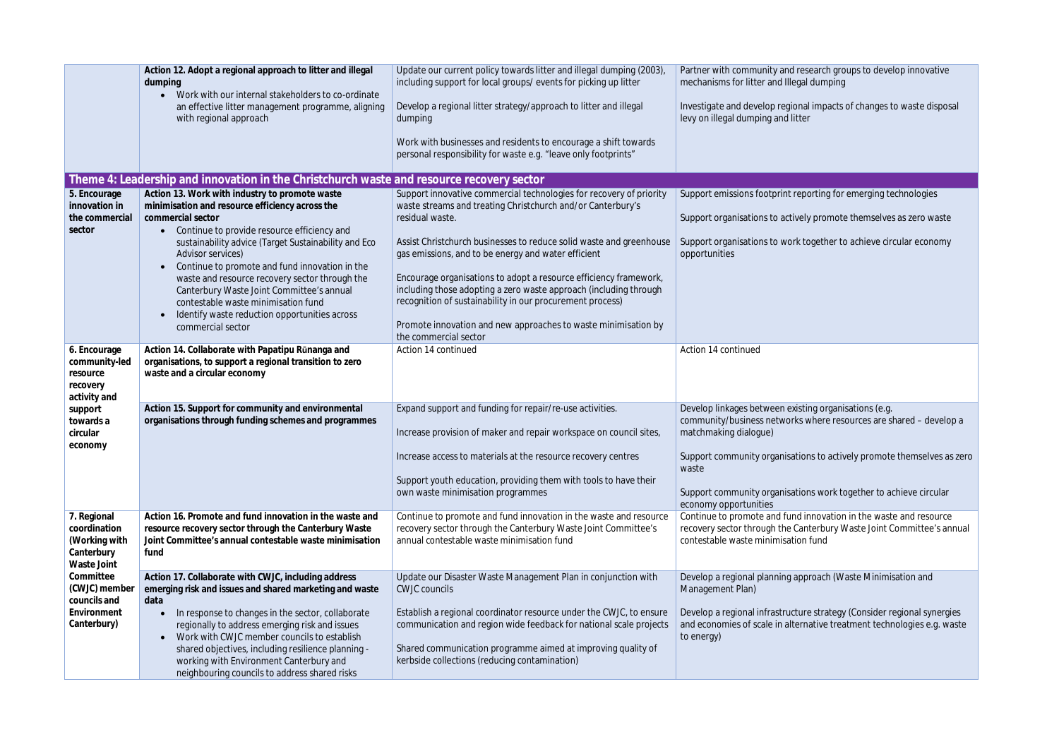| | | | |
|---|---|---|---|
| | **Action 12. Adopt a regional approach to litter and illegal dumping**<br>• Work with our internal stakeholders to co-ordinate an effective litter management programme, aligning with regional approach | Update our current policy towards litter and illegal dumping (2003), including support for local groups/ events for picking up litter<br><br>Develop a regional litter strategy/approach to litter and illegal dumping<br><br>Work with businesses and residents to encourage a shift towards personal responsibility for waste e.g. "leave only footprints" | Partner with community and research groups to develop innovative mechanisms for litter and Illegal dumping<br><br>Investigate and develop regional impacts of changes to waste disposal levy on illegal dumping and litter |
| **Theme 4: Leadership and innovation in the Christchurch waste and resource recovery sector** | | | |
| **5. Encourage innovation in the commercial sector** | **Action 13. Work with industry to promote waste minimisation and resource efficiency across the commercial sector**<br>• Continue to provide resource efficiency and sustainability advice (Target Sustainability and Eco Advisor services)<br>• Continue to promote and fund innovation in the waste and resource recovery sector through the Canterbury Waste Joint Committee's annual contestable waste minimisation fund<br>• Identify waste reduction opportunities across commercial sector | Support innovative commercial technologies for recovery of priority waste streams and treating Christchurch and/or Canterbury's residual waste.<br><br>Assist Christchurch businesses to reduce solid waste and greenhouse gas emissions, and to be energy and water efficient<br><br>Encourage organisations to adopt a resource efficiency framework, including those adopting a zero waste approach (including through recognition of sustainability in our procurement process)<br><br>Promote innovation and new approaches to waste minimisation by the commercial sector | Support emissions footprint reporting for emerging technologies<br><br>Support organisations to actively promote themselves as zero waste<br><br>Support organisations to work together to achieve circular economy opportunities |
| **6. Encourage community-led resource recovery activity and support towards a circular economy** | **Action 14. Collaborate with Papatipu Rūnanga and organisations, to support a regional transition to zero waste and a circular economy** | Action 14 continued | Action 14 continued |
| | **Action 15. Support for community and environmental organisations through funding schemes and programmes** | Expand support and funding for repair/re-use activities.<br><br>Increase provision of maker and repair workspace on council sites,<br><br>Increase access to materials at the resource recovery centres<br><br>Support youth education, providing them with tools to have their own waste minimisation programmes | Develop linkages between existing organisations (e.g. community/business networks where resources are shared – develop a matchmaking dialogue)<br><br>Support community organisations to actively promote themselves as zero waste<br><br>Support community organisations work together to achieve circular economy opportunities |
| **7. Regional coordination (Working with Canterbury Waste Joint Committee (CWJC) member councils and Environment Canterbury)** | **Action 16. Promote and fund innovation in the waste and resource recovery sector through the Canterbury Waste Joint Committee's annual contestable waste minimisation fund** | Continue to promote and fund innovation in the waste and resource recovery sector through the Canterbury Waste Joint Committee's annual contestable waste minimisation fund | Continue to promote and fund innovation in the waste and resource recovery sector through the Canterbury Waste Joint Committee's annual contestable waste minimisation fund |
| | **Action 17. Collaborate with CWJC, including address emerging risk and issues and shared marketing and waste data**<br>• In response to changes in the sector, collaborate regionally to address emerging risk and issues<br>• Work with CWJC member councils to establish shared objectives, including resilience planning - working with Environment Canterbury and neighbouring councils to address shared risks | Update our Disaster Waste Management Plan in conjunction with CWJC councils<br><br>Establish a regional coordinator resource under the CWJC, to ensure communication and region wide feedback for national scale projects<br><br>Shared communication programme aimed at improving quality of kerbside collections (reducing contamination) | Develop a regional planning approach (Waste Minimisation and Management Plan)<br><br>Develop a regional infrastructure strategy (Consider regional synergies and economies of scale in alternative treatment technologies e.g. waste to energy) |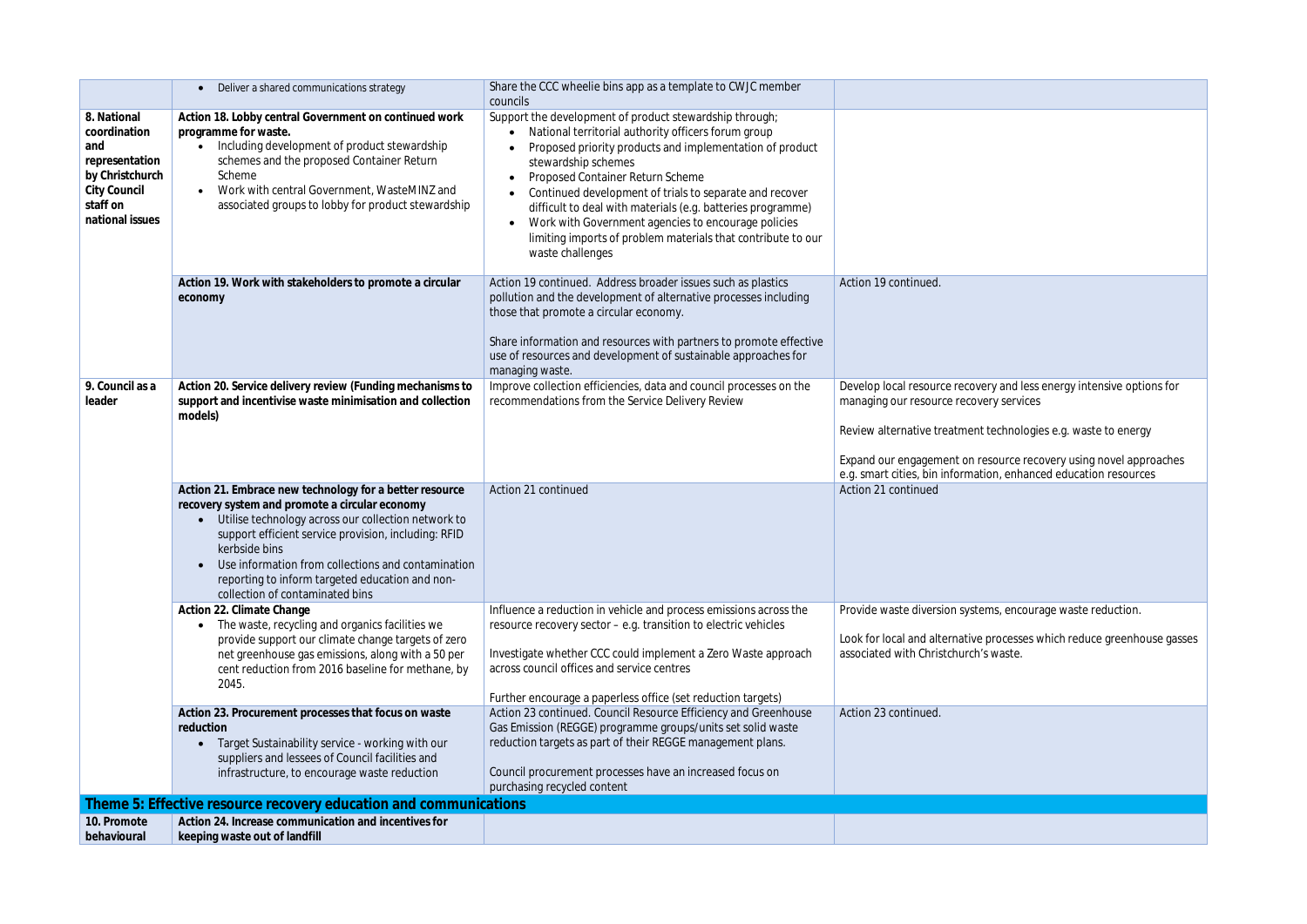| | | | |
|---|---|---|---|
| | • Deliver a shared communications strategy | Share the CCC wheelie bins app as a template to CWJC member councils | |
| **8. National coordination and representation by Christchurch City Council staff on national issues** | **Action 18. Lobby central Government on continued work programme for waste.**<br>• Including development of product stewardship schemes and the proposed Container Return Scheme<br>• Work with central Government, WasteMINZ and associated groups to lobby for product stewardship | Support the development of product stewardship through;<br>• National territorial authority officers forum group<br>• Proposed priority products and implementation of product stewardship schemes<br>• Proposed Container Return Scheme<br>• Continued development of trials to separate and recover difficult to deal with materials (e.g. batteries programme)<br>• Work with Government agencies to encourage policies limiting imports of problem materials that contribute to our waste challenges | |
| | **Action 19. Work with stakeholders to promote a circular economy** | Action 19 continued. Address broader issues such as plastics pollution and the development of alternative processes including those that promote a circular economy.<br><br>Share information and resources with partners to promote effective use of resources and development of sustainable approaches for managing waste. | Action 19 continued. |
| **9. Council as a leader** | **Action 20. Service delivery review (Funding mechanisms to support and incentivise waste minimisation and collection models)** | Improve collection efficiencies, data and council processes on the recommendations from the Service Delivery Review | Develop local resource recovery and less energy intensive options for managing our resource recovery services<br><br>Review alternative treatment technologies e.g. waste to energy<br><br>Expand our engagement on resource recovery using novel approaches e.g. smart cities, bin information, enhanced education resources |
| | **Action 21. Embrace new technology for a better resource recovery system and promote a circular economy**<br>• Utilise technology across our collection network to support efficient service provision, including: RFID kerbside bins<br>• Use information from collections and contamination reporting to inform targeted education and non-collection of contaminated bins | Action 21 continued | Action 21 continued |
| | **Action 22. Climate Change**<br>• The waste, recycling and organics facilities we provide support our climate change targets of zero net greenhouse gas emissions, along with a 50 per cent reduction from 2016 baseline for methane, by 2045. | Influence a reduction in vehicle and process emissions across the resource recovery sector – e.g. transition to electric vehicles<br><br>Investigate whether CCC could implement a Zero Waste approach across council offices and service centres<br><br>Further encourage a paperless office (set reduction targets) | Provide waste diversion systems, encourage waste reduction.<br><br>Look for local and alternative processes which reduce greenhouse gasses associated with Christchurch's waste. |
| | **Action 23. Procurement processes that focus on waste reduction**<br>• Target Sustainability service - working with our suppliers and lessees of Council facilities and infrastructure, to encourage waste reduction | Action 23 continued. Council Resource Efficiency and Greenhouse Gas Emission (REGGE) programme groups/units set solid waste reduction targets as part of their REGGE management plans.<br><br>Council procurement processes have an increased focus on purchasing recycled content | Action 23 continued. |
| **Theme 5: Effective resource recovery education and communications** | | | |
| **10. Promote behavioural** | **Action 24. Increase communication and incentives for keeping waste out of landfill** | | |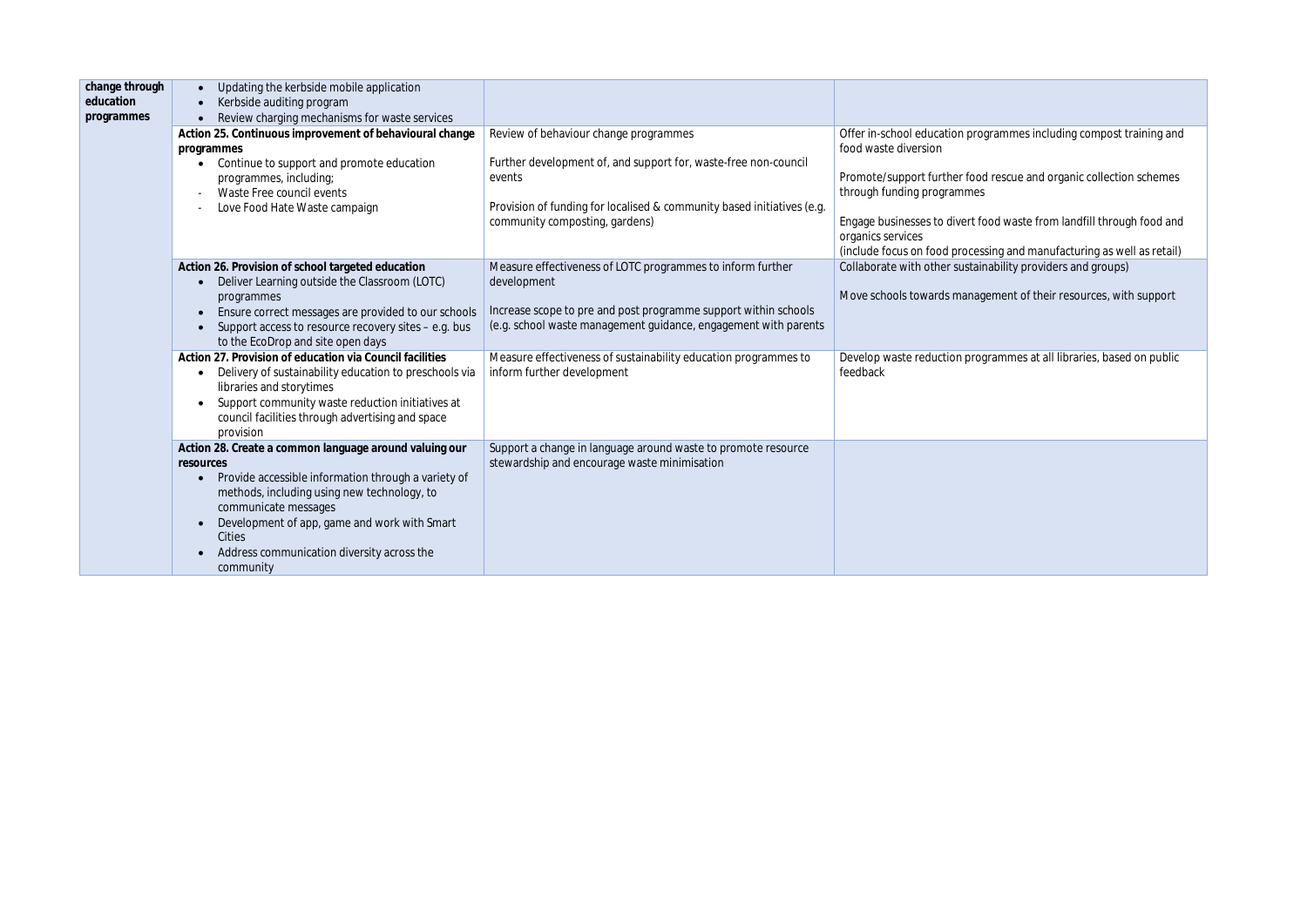| | | | |
|---|---|---|---|
| change through education programmes | • Updating the kerbside mobile application<br>• Kerbside auditing program<br>• Review charging mechanisms for waste services | | |
| | **Action 25. Continuous improvement of behavioural change programmes**<br>• Continue to support and promote education programmes, including;<br>- Waste Free council events<br>- Love Food Hate Waste campaign | Review of behaviour change programmes<br><br>Further development of, and support for, waste-free non-council events<br><br>Provision of funding for localised & community based initiatives (e.g. community composting, gardens) | Offer in-school education programmes including compost training and food waste diversion<br><br>Promote/support further food rescue and organic collection schemes through funding programmes<br><br>Engage businesses to divert food waste from landfill through food and organics services<br>(include focus on food processing and manufacturing as well as retail) |
| | **Action 26. Provision of school targeted education**<br>• Deliver Learning outside the Classroom (LOTC) programmes<br>• Ensure correct messages are provided to our schools<br>• Support access to resource recovery sites – e.g. bus to the EcoDrop and site open days | Measure effectiveness of LOTC programmes to inform further development<br><br>Increase scope to pre and post programme support within schools (e.g. school waste management guidance, engagement with parents | Collaborate with other sustainability providers and groups)<br><br>Move schools towards management of their resources, with support |
| | **Action 27. Provision of education via Council facilities**<br>• Delivery of sustainability education to preschools via libraries and storytimes<br>• Support community waste reduction initiatives at council facilities through advertising and space provision | Measure effectiveness of sustainability education programmes to inform further development | Develop waste reduction programmes at all libraries, based on public feedback |
| | **Action 28. Create a common language around valuing our resources**<br>• Provide accessible information through a variety of methods, including using new technology, to communicate messages<br>• Development of app, game and work with Smart Cities<br>• Address communication diversity across the community | Support a change in language around waste to promote resource stewardship and encourage waste minimisation | |